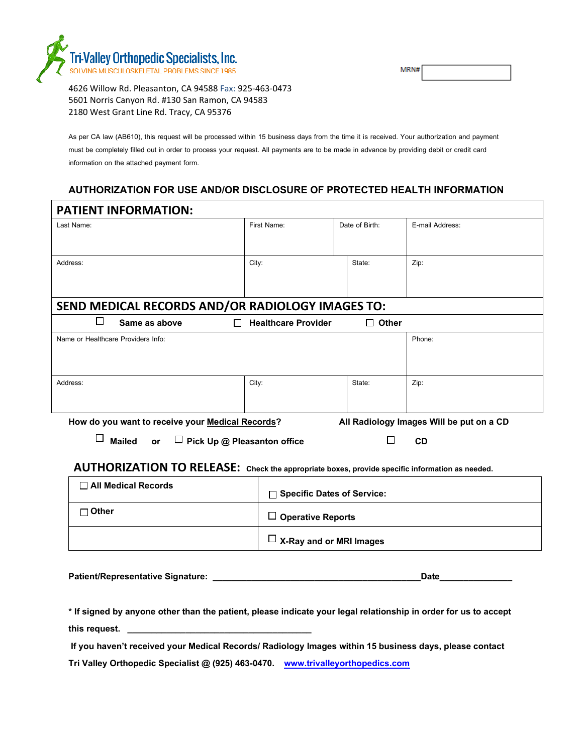**Tri-Valley Orthopedic Specialists, Inc.**
SOLVING MUSCULOSKELETAL PROBLEMS SINCE 1985

MRN#

4626 Willow Rd. Pleasanton, CA 94588 Fax: 925-463-0473
5601 Norris Canyon Rd. #130 San Ramon, CA 94583
2180 West Grant Line Rd. Tracy, CA 95376

As per CA law (AB610), this request will be processed within 15 business days from the time it is received. Your authorization and payment must be completely filled out in order to process your request. All payments are to be made in advance by providing debit or credit card information on the attached payment form.

## AUTHORIZATION FOR USE AND/OR DISCLOSURE OF PROTECTED HEALTH INFORMATION

### PATIENT INFORMATION:

| Last Name: | First Name: | Date of Birth: | E-mail Address: |
|---|---|---|---|
| Address: | City: | State: | Zip: |

### SEND MEDICAL RECORDS AND/OR RADIOLOGY IMAGES TO:

☐ Same as above ☐ Healthcare Provider ☐ Other

| Name or Healthcare Providers Info: | | | Phone: |
|---|---|---|---|
| Address: | City: | State: | Zip: |

**How do you want to receive your Medical Records?**

☐ **Mailed** or ☐ **Pick Up @ Pleasanton office**

**All Radiology Images Will be put on a CD**

☐ **CD**

### AUTHORIZATION TO RELEASE: Check the appropriate boxes, provide specific information as needed.

| | |
|---|---|
| ☐ All Medical Records | ☐ Specific Dates of Service: |
| ☐ Other | ☐ Operative Reports |
| | ☐ X-Ray and or MRI Images |

**Patient/Representative Signature:** ___________________________________________**Date**_______________

**\* If signed by anyone other than the patient, please indicate your legal relationship in order for us to accept this request.** _______________________________________

**If you haven't received your Medical Records/ Radiology Images within 15 business days, please contact Tri Valley Orthopedic Specialist @ (925) 463-0470.** www.trivalleyorthopedics.com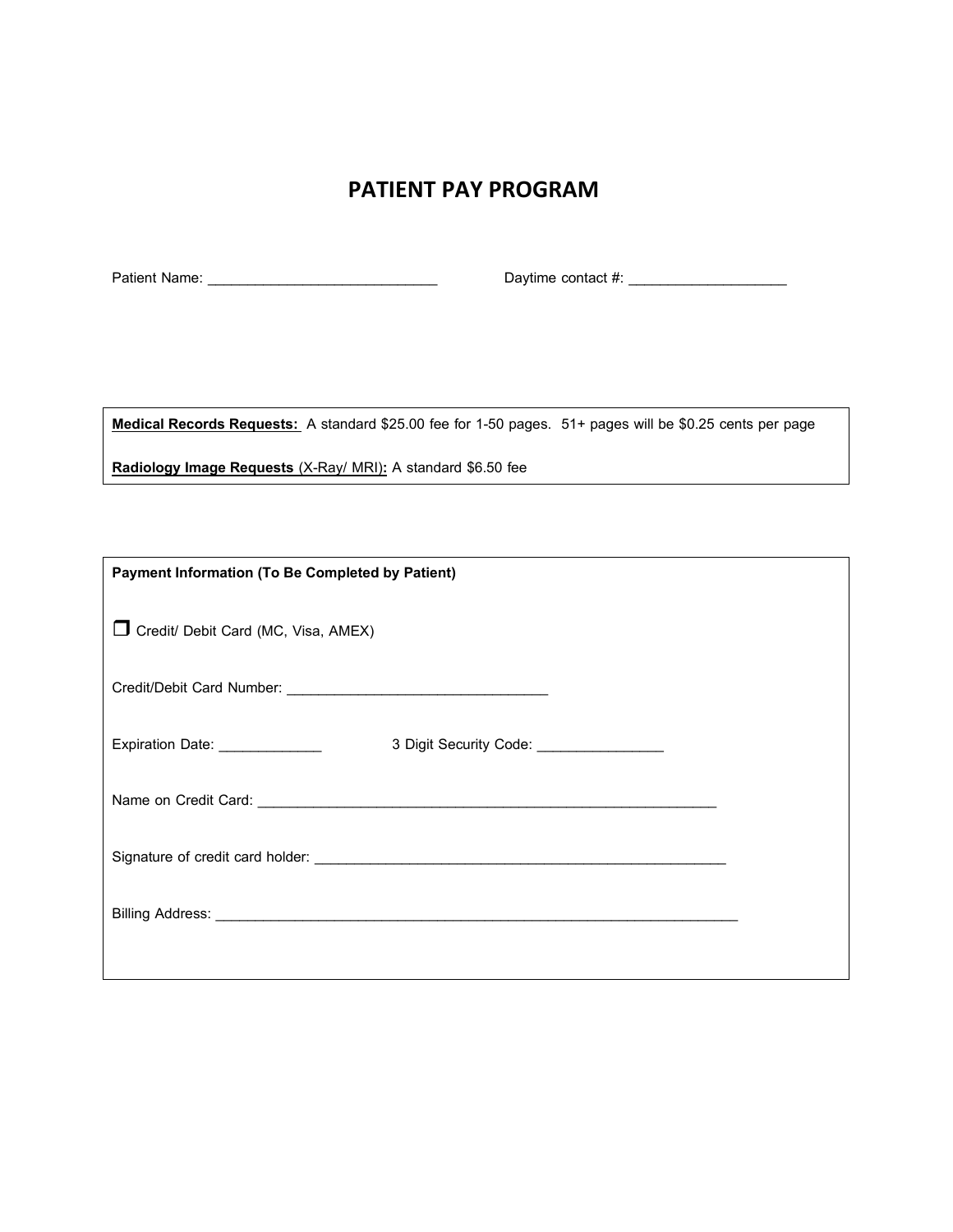# PATIENT PAY PROGRAM

Patient Name: ____________________________ Daytime contact #: ___________________

**Medical Records Requests:** A standard $25.00 fee for 1-50 pages. 51+ pages will be $0.25 cents per page

**Radiology Image Requests** (X-Ray/ MRI)**:** A standard $6.50 fee

**Payment Information (To Be Completed by Patient)**

❐ Credit/ Debit Card (MC, Visa, AMEX)

Credit/Debit Card Number: ________________________________

Expiration Date: _____________ 3 Digit Security Code: ________________

Name on Credit Card: ________________________________________________________

Signature of credit card holder: ____________________________________________________

Billing Address: _________________________________________________________________